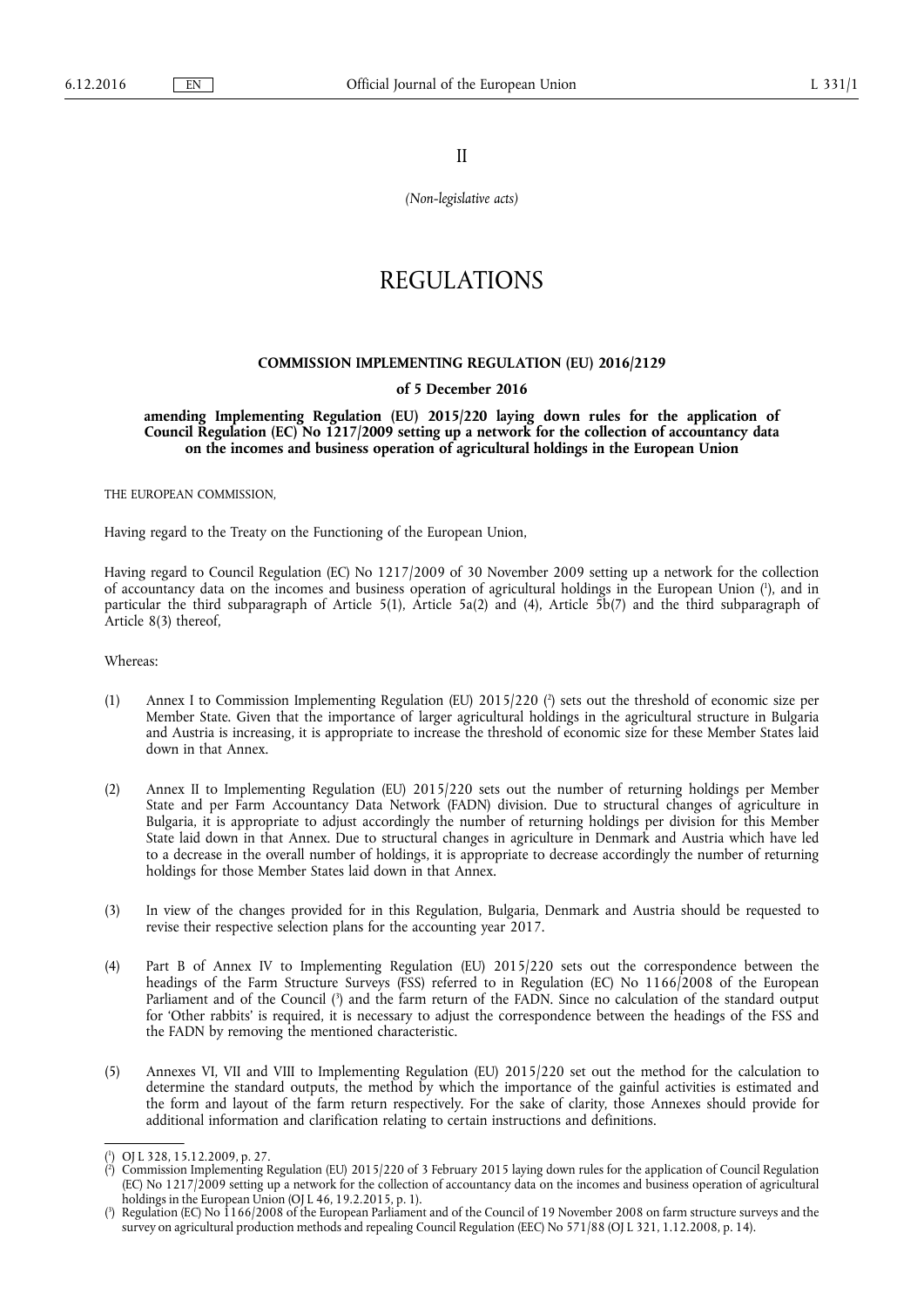II

*(Non-legislative acts)*

# REGULATIONS

## COMMISSION IMPLEMENTING REGULATION (EU) 2016/2129

### of 5 December 2016

### amending Implementing Regulation (EU) 2015/220 laying down rules for the application of Council Regulation (EC) No 1217/2009 setting up a network for the collection of accountancy data on the incomes and business operation of agricultural holdings in the European Union

THE EUROPEAN COMMISSION,

Having regard to the Treaty on the Functioning of the European Union,

Having regard to Council Regulation (EC) No 1217/2009 of 30 November 2009 setting up a network for the collection of accountancy data on the incomes and business operation of agricultural holdings in the European Union [1], and in particular the third subparagraph of Article 5(1), Article 5a(2) and (4), Article 5b(7) and the third subparagraph of Article 8(3) thereof,

Whereas:

(1) Annex I to Commission Implementing Regulation (EU) 2015/220 [2] sets out the threshold of economic size per Member State. Given that the importance of larger agricultural holdings in the agricultural structure in Bulgaria and Austria is increasing, it is appropriate to increase the threshold of economic size for these Member States laid down in that Annex.

(2) Annex II to Implementing Regulation (EU) 2015/220 sets out the number of returning holdings per Member State and per Farm Accountancy Data Network (FADN) division. Due to structural changes of agriculture in Bulgaria, it is appropriate to adjust accordingly the number of returning holdings per division for this Member State laid down in that Annex. Due to structural changes in agriculture in Denmark and Austria which have led to a decrease in the overall number of holdings, it is appropriate to decrease accordingly the number of returning holdings for those Member States laid down in that Annex.

(3) In view of the changes provided for in this Regulation, Bulgaria, Denmark and Austria should be requested to revise their respective selection plans for the accounting year 2017.

(4) Part B of Annex IV to Implementing Regulation (EU) 2015/220 sets out the correspondence between the headings of the Farm Structure Surveys (FSS) referred to in Regulation (EC) No 1166/2008 of the European Parliament and of the Council [3] and the farm return of the FADN. Since no calculation of the standard output for 'Other rabbits' is required, it is necessary to adjust the correspondence between the headings of the FSS and the FADN by removing the mentioned characteristic.

(5) Annexes VI, VII and VIII to Implementing Regulation (EU) 2015/220 set out the method for the calculation to determine the standard outputs, the method by which the importance of the gainful activities is estimated and the form and layout of the farm return respectively. For the sake of clarity, those Annexes should provide for additional information and clarification relating to certain instructions and definitions.

---

[1] OJ L 328, 15.12.2009, p. 27.

[2] Commission Implementing Regulation (EU) 2015/220 of 3 February 2015 laying down rules for the application of Council Regulation (EC) No 1217/2009 setting up a network for the collection of accountancy data on the incomes and business operation of agricultural holdings in the European Union (OJ L 46, 19.2.2015, p. 1).

[3] Regulation (EC) No 1166/2008 of the European Parliament and of the Council of 19 November 2008 on farm structure surveys and the survey on agricultural production methods and repealing Council Regulation (EEC) No 571/88 (OJ L 321, 1.12.2008, p. 14).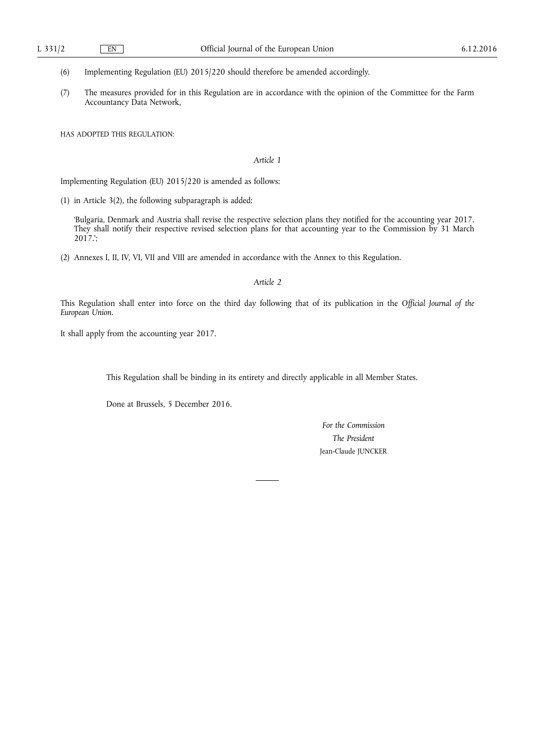(6) Implementing Regulation (EU) 2015/220 should therefore be amended accordingly.

(7) The measures provided for in this Regulation are in accordance with the opinion of the Committee for the Farm Accountancy Data Network,

HAS ADOPTED THIS REGULATION:

*Article 1*

Implementing Regulation (EU) 2015/220 is amended as follows:

(1) in Article 3(2), the following subparagraph is added:

'Bulgaria, Denmark and Austria shall revise the respective selection plans they notified for the accounting year 2017. They shall notify their respective revised selection plans for that accounting year to the Commission by 31 March 2017.';

(2) Annexes I, II, IV, VI, VII and VIII are amended in accordance with the Annex to this Regulation.

*Article 2*

This Regulation shall enter into force on the third day following that of its publication in the *Official Journal of the European Union*.

It shall apply from the accounting year 2017.

This Regulation shall be binding in its entirety and directly applicable in all Member States.

Done at Brussels, 5 December 2016.

*For the Commission*

*The President*

Jean-Claude JUNCKER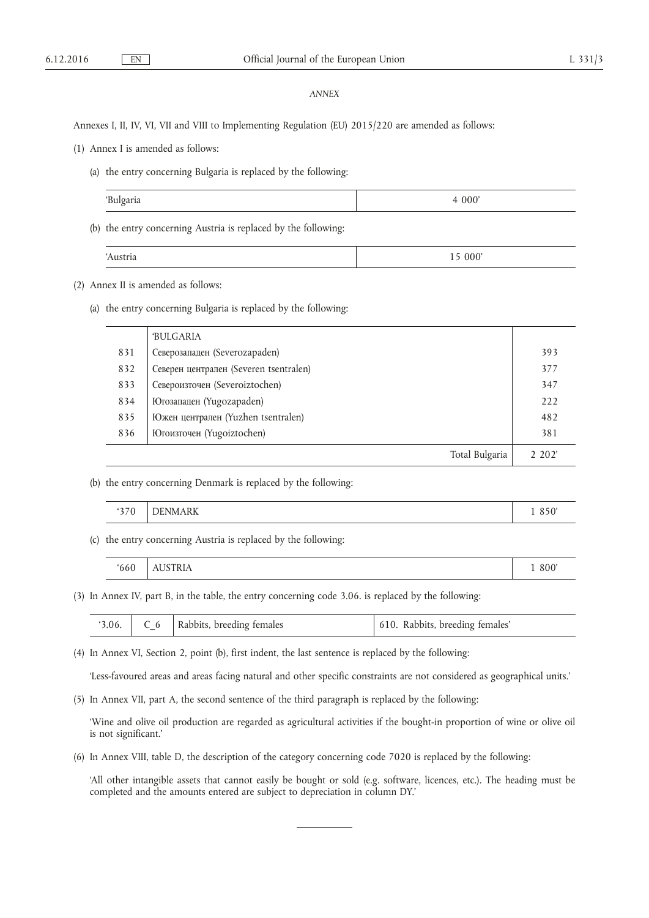*ANNEX*

Annexes I, II, IV, VI, VII and VIII to Implementing Regulation (EU) 2015/220 are amended as follows:

(1) Annex I is amended as follows:

(a) the entry concerning Bulgaria is replaced by the following:

| | |
|---|---|
| 'Bulgaria | 4 000' |

(b) the entry concerning Austria is replaced by the following:

| | |
|---|---|
| 'Austria | 15 000' |

(2) Annex II is amended as follows:

(a) the entry concerning Bulgaria is replaced by the following:

| | | |
|---|---|---|
| | 'BULGARIA | |
| 831 | Северозападен (Severozapaden) | 393 |
| 832 | Северен централен (Severen tsentralen) | 377 |
| 833 | Североизточен (Severoiztochen) | 347 |
| 834 | Югозападен (Yugozapaden) | 222 |
| 835 | Южен централен (Yuzhen tsentralen) | 482 |
| 836 | Югоизточен (Yugoiztochen) | 381 |
| | Total Bulgaria | 2 202' |

(b) the entry concerning Denmark is replaced by the following:

| | | |
|---|---|---|
| '370 | DENMARK | 1 850' |

(c) the entry concerning Austria is replaced by the following:

| | | |
|---|---|---|
| '660 | AUSTRIA | 1 800' |

(3) In Annex IV, part B, in the table, the entry concerning code 3.06. is replaced by the following:

| | | | |
|---|---|---|---|
| '3.06. | C_6 | Rabbits, breeding females | 610. Rabbits, breeding females' |

(4) In Annex VI, Section 2, point (b), first indent, the last sentence is replaced by the following:

'Less-favoured areas and areas facing natural and other specific constraints are not considered as geographical units.'

(5) In Annex VII, part A, the second sentence of the third paragraph is replaced by the following:

'Wine and olive oil production are regarded as agricultural activities if the bought-in proportion of wine or olive oil is not significant.'

(6) In Annex VIII, table D, the description of the category concerning code 7020 is replaced by the following:

'All other intangible assets that cannot easily be bought or sold (e.g. software, licences, etc.). The heading must be completed and the amounts entered are subject to depreciation in column DY.'